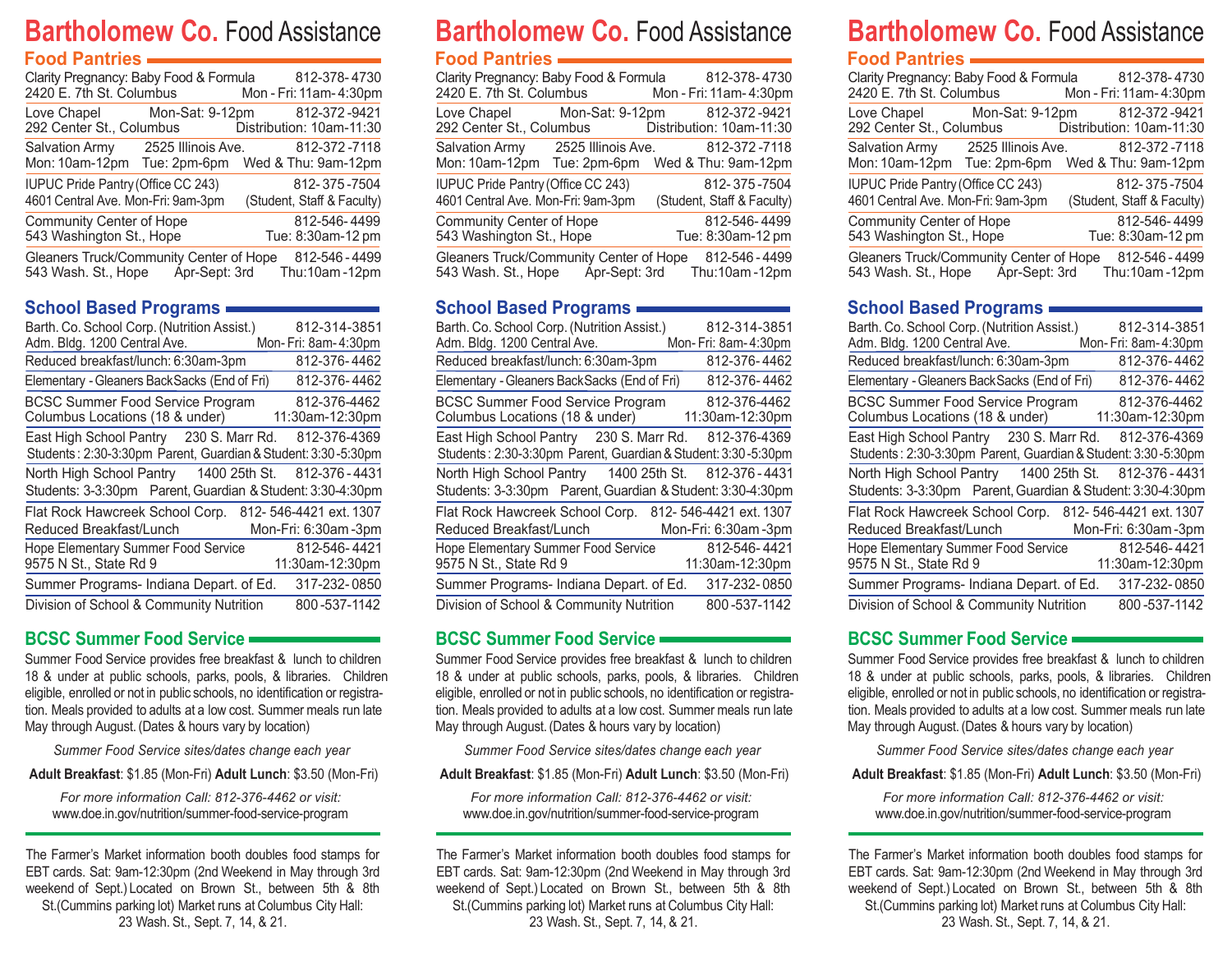# Bartholomew Co. Food Assistance

## Food Pantries

Clarity Pregnancy: Baby Food & Formula 812-378-4730
2420 E. 7th St. Columbus Mon - Fri: 11am-4:30pm

Love Chapel Mon-Sat: 9-12pm 812-372-9421
292 Center St., Columbus Distribution: 10am-11:30

Salvation Army 2525 Illinois Ave. 812-372-7118
Mon: 10am-12pm Tue: 2pm-6pm Wed & Thu: 9am-12pm

IUPUC Pride Pantry (Office CC 243) 812-375-7504
4601 Central Ave. Mon-Fri: 9am-3pm (Student, Staff & Faculty)

Community Center of Hope 812-546-4499
543 Washington St., Hope Tue: 8:30am-12 pm

Gleaners Truck/Community Center of Hope 812-546-4499
543 Wash. St., Hope Apr-Sept: 3rd Thu:10am-12pm

## School Based Programs

Barth. Co. School Corp. (Nutrition Assist.) 812-314-3851
Adm. Bldg. 1200 Central Ave. Mon-Fri: 8am-4:30pm

Reduced breakfast/lunch: 6:30am-3pm 812-376-4462

Elementary - Gleaners BackSacks (End of Fri) 812-376-4462

BCSC Summer Food Service Program 812-376-4462
Columbus Locations (18 & under) 11:30am-12:30pm

East High School Pantry 230 S. Marr Rd. 812-376-4369
Students: 2:30-3:30pm Parent, Guardian & Student: 3:30-5:30pm

North High School Pantry 1400 25th St. 812-376-4431
Students: 3-3:30pm Parent, Guardian & Student: 3:30-4:30pm

Flat Rock Hawcreek School Corp. 812-546-4421 ext. 1307
Reduced Breakfast/Lunch Mon-Fri: 6:30am-3pm

Hope Elementary Summer Food Service 812-546-4421
9575 N St., State Rd 9 11:30am-12:30pm

Summer Programs- Indiana Depart. of Ed. 317-232-0850

Division of School & Community Nutrition 800-537-1142

## BCSC Summer Food Service

Summer Food Service provides free breakfast & lunch to children 18 & under at public schools, parks, pools, & libraries. Children eligible, enrolled or not in public schools, no identification or registration. Meals provided to adults at a low cost. Summer meals run late May through August. (Dates & hours vary by location)

*Summer Food Service sites/dates change each year*

**Adult Breakfast**: $1.85 (Mon-Fri) **Adult Lunch**: $3.50 (Mon-Fri)

*For more information Call: 812-376-4462 or visit:*
www.doe.in.gov/nutrition/summer-food-service-program

The Farmer's Market information booth doubles food stamps for EBT cards. Sat: 9am-12:30pm (2nd Weekend in May through 3rd weekend of Sept.) Located on Brown St., between 5th & 8th St.(Cummins parking lot) Market runs at Columbus City Hall: 23 Wash. St., Sept. 7, 14, & 21.

# Bartholomew Co. Food Assistance

## Food Pantries

Clarity Pregnancy: Baby Food & Formula 812-378-4730
2420 E. 7th St. Columbus Mon - Fri: 11am-4:30pm

Love Chapel Mon-Sat: 9-12pm 812-372-9421
292 Center St., Columbus Distribution: 10am-11:30

Salvation Army 2525 Illinois Ave. 812-372-7118
Mon: 10am-12pm Tue: 2pm-6pm Wed & Thu: 9am-12pm

IUPUC Pride Pantry (Office CC 243) 812-375-7504
4601 Central Ave. Mon-Fri: 9am-3pm (Student, Staff & Faculty)

Community Center of Hope 812-546-4499
543 Washington St., Hope Tue: 8:30am-12 pm

Gleaners Truck/Community Center of Hope 812-546-4499
543 Wash. St., Hope Apr-Sept: 3rd Thu:10am-12pm

## School Based Programs

Barth. Co. School Corp. (Nutrition Assist.) 812-314-3851
Adm. Bldg. 1200 Central Ave. Mon-Fri: 8am-4:30pm

Reduced breakfast/lunch: 6:30am-3pm 812-376-4462

Elementary - Gleaners BackSacks (End of Fri) 812-376-4462

BCSC Summer Food Service Program 812-376-4462
Columbus Locations (18 & under) 11:30am-12:30pm

East High School Pantry 230 S. Marr Rd. 812-376-4369
Students: 2:30-3:30pm Parent, Guardian & Student: 3:30-5:30pm

North High School Pantry 1400 25th St. 812-376-4431
Students: 3-3:30pm Parent, Guardian & Student: 3:30-4:30pm

Flat Rock Hawcreek School Corp. 812-546-4421 ext. 1307
Reduced Breakfast/Lunch Mon-Fri: 6:30am-3pm

Hope Elementary Summer Food Service 812-546-4421
9575 N St., State Rd 9 11:30am-12:30pm

Summer Programs- Indiana Depart. of Ed. 317-232-0850

Division of School & Community Nutrition 800-537-1142

## BCSC Summer Food Service

Summer Food Service provides free breakfast & lunch to children 18 & under at public schools, parks, pools, & libraries. Children eligible, enrolled or not in public schools, no identification or registration. Meals provided to adults at a low cost. Summer meals run late May through August. (Dates & hours vary by location)

*Summer Food Service sites/dates change each year*

**Adult Breakfast**: $1.85 (Mon-Fri) **Adult Lunch**: $3.50 (Mon-Fri)

*For more information Call: 812-376-4462 or visit:*
www.doe.in.gov/nutrition/summer-food-service-program

The Farmer's Market information booth doubles food stamps for EBT cards. Sat: 9am-12:30pm (2nd Weekend in May through 3rd weekend of Sept.) Located on Brown St., between 5th & 8th St.(Cummins parking lot) Market runs at Columbus City Hall: 23 Wash. St., Sept. 7, 14, & 21.

# Bartholomew Co. Food Assistance

## Food Pantries

Clarity Pregnancy: Baby Food & Formula 812-378-4730
2420 E. 7th St. Columbus Mon - Fri: 11am-4:30pm

Love Chapel Mon-Sat: 9-12pm 812-372-9421
292 Center St., Columbus Distribution: 10am-11:30

Salvation Army 2525 Illinois Ave. 812-372-7118
Mon: 10am-12pm Tue: 2pm-6pm Wed & Thu: 9am-12pm

IUPUC Pride Pantry (Office CC 243) 812-375-7504
4601 Central Ave. Mon-Fri: 9am-3pm (Student, Staff & Faculty)

Community Center of Hope 812-546-4499
543 Washington St., Hope Tue: 8:30am-12 pm

Gleaners Truck/Community Center of Hope 812-546-4499
543 Wash. St., Hope Apr-Sept: 3rd Thu:10am-12pm

## School Based Programs

Barth. Co. School Corp. (Nutrition Assist.) 812-314-3851
Adm. Bldg. 1200 Central Ave. Mon-Fri: 8am-4:30pm

Reduced breakfast/lunch: 6:30am-3pm 812-376-4462

Elementary - Gleaners BackSacks (End of Fri) 812-376-4462

BCSC Summer Food Service Program 812-376-4462
Columbus Locations (18 & under) 11:30am-12:30pm

East High School Pantry 230 S. Marr Rd. 812-376-4369
Students: 2:30-3:30pm Parent, Guardian & Student: 3:30-5:30pm

North High School Pantry 1400 25th St. 812-376-4431
Students: 3-3:30pm Parent, Guardian & Student: 3:30-4:30pm

Flat Rock Hawcreek School Corp. 812-546-4421 ext. 1307
Reduced Breakfast/Lunch Mon-Fri: 6:30am-3pm

Hope Elementary Summer Food Service 812-546-4421
9575 N St., State Rd 9 11:30am-12:30pm

Summer Programs- Indiana Depart. of Ed. 317-232-0850

Division of School & Community Nutrition 800-537-1142

## BCSC Summer Food Service

Summer Food Service provides free breakfast & lunch to children 18 & under at public schools, parks, pools, & libraries. Children eligible, enrolled or not in public schools, no identification or registration. Meals provided to adults at a low cost. Summer meals run late May through August. (Dates & hours vary by location)

*Summer Food Service sites/dates change each year*

**Adult Breakfast**: $1.85 (Mon-Fri) **Adult Lunch**: $3.50 (Mon-Fri)

*For more information Call: 812-376-4462 or visit:*
www.doe.in.gov/nutrition/summer-food-service-program

The Farmer's Market information booth doubles food stamps for EBT cards. Sat: 9am-12:30pm (2nd Weekend in May through 3rd weekend of Sept.) Located on Brown St., between 5th & 8th St.(Cummins parking lot) Market runs at Columbus City Hall: 23 Wash. St., Sept. 7, 14, & 21.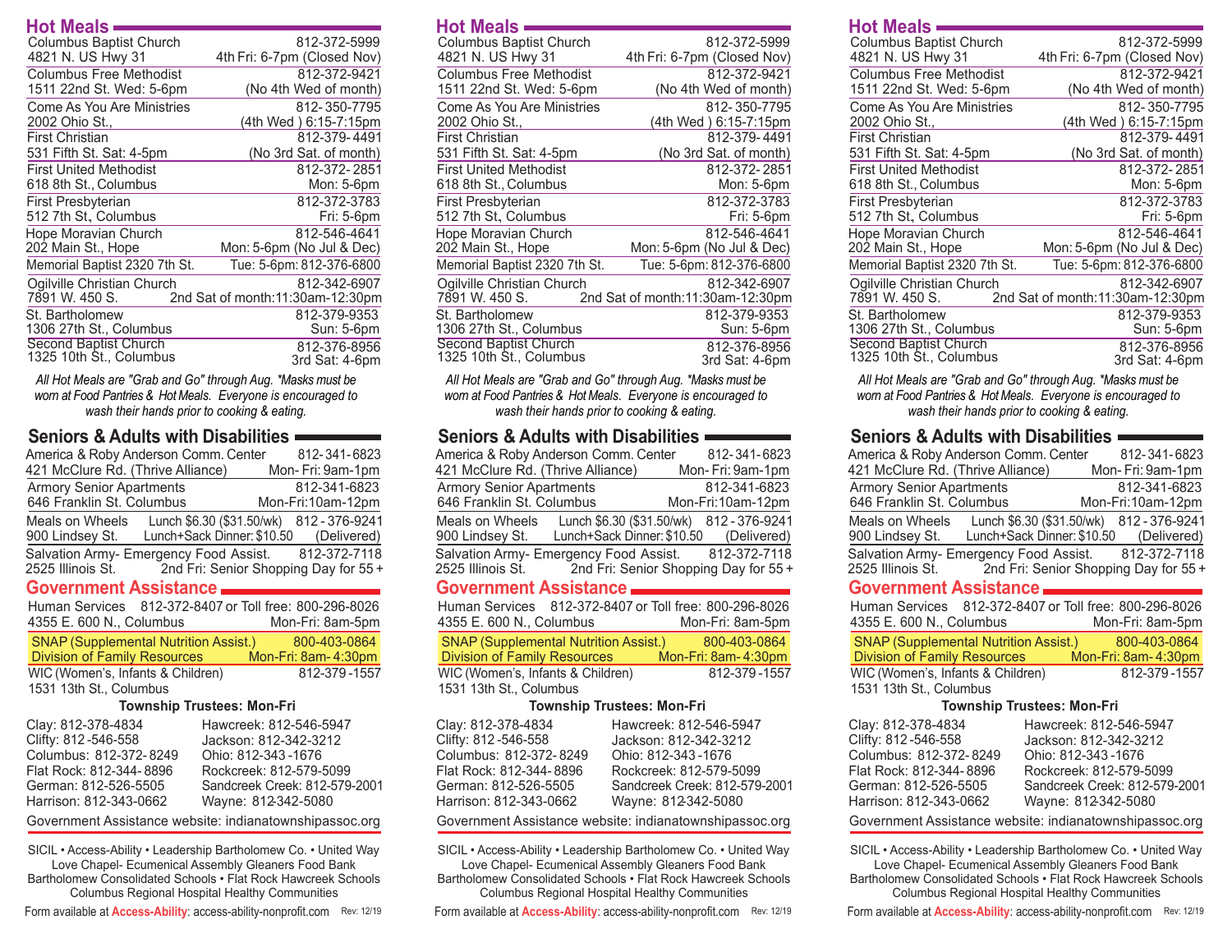## Hot Meals

| | |
|---|---|
| Columbus Baptist Church<br>4821 N. US Hwy 31 | 812-372-5999<br>4th Fri: 6-7pm (Closed Nov) |
| Columbus Free Methodist<br>1511 22nd St. Wed: 5-6pm | 812-372-9421<br>(No 4th Wed of month) |
| Come As You Are Ministries<br>2002 Ohio St., | 812- 350-7795<br>(4th Wed ) 6:15-7:15pm |
| First Christian<br>531 Fifth St. Sat: 4-5pm | 812-379- 4491<br>(No 3rd Sat. of month) |
| First United Methodist<br>618 8th St., Columbus | 812-372- 2851<br>Mon: 5-6pm |
| First Presbyterian<br>512 7th St, Columbus | 812-372-3783<br>Fri: 5-6pm |
| Hope Moravian Church<br>202 Main St., Hope | 812-546-4641<br>Mon: 5-6pm (No Jul & Dec) |
| Memorial Baptist 2320 7th St. | Tue: 5-6pm: 812-376-6800 |
| Ogilville Christian Church<br>7891 W. 450 S. | 812-342-6907<br>2nd Sat of month:11:30am-12:30pm |
| St. Bartholomew<br>1306 27th St., Columbus | 812-379-9353<br>Sun: 5-6pm |
| Second Baptist Church<br>1325 10th St., Columbus | 812-376-8956<br>3rd Sat: 4-6pm |

*All Hot Meals are "Grab and Go" through Aug. *Masks must be worn at Food Pantries & Hot Meals. Everyone is encouraged to wash their hands prior to cooking & eating.*

## Seniors & Adults with Disabilities

| | |
|---|---|
| America & Roby Anderson Comm. Center<br>421 McClure Rd. (Thrive Alliance) | 812- 341- 6823<br>Mon- Fri: 9am-1pm |
| Armory Senior Apartments<br>646 Franklin St. Columbus | 812-341-6823<br>Mon-Fri:10am-12pm |
| Meals on Wheels Lunch $6.30 ($31.50/wk)<br>900 Lindsey St. Lunch+Sack Dinner: $10.50 | 812 - 376-9241<br>(Delivered) |
| Salvation Army- Emergency Food Assist.<br>2525 Illinois St. | 812-372-7118<br>2nd Fri: Senior Shopping Day for 55 + |

## Government Assistance

| | |
|---|---|
| Human Services 812-372-8407 or Toll free: 800-296-8026<br>4355 E. 600 N., Columbus | Mon-Fri: 8am-5pm |
| SNAP (Supplemental Nutrition Assist.)<br>Division of Family Resources | 800-403-0864<br>Mon-Fri: 8am- 4:30pm |
| WIC (Women's, Infants & Children)<br>1531 13th St., Columbus | 812-379 -1557 |

**Township Trustees: Mon-Fri**

| | |
|---|---|
| Clay: 812-378-4834 | Hawcreek: 812-546-5947 |
| Clifty: 812 -546-558 | Jackson: 812-342-3212 |
| Columbus: 812-372- 8249 | Ohio: 812-343 -1676 |
| Flat Rock: 812-344- 8896 | Rockcreek: 812-579-5099 |
| German: 812-526-5505 | Sandcreek Creek: 812-579-2001 |
| Harrison: 812-343-0662 | Wayne: 812-342-5080 |

Government Assistance website: indianatownshipassoc.org

SICIL • Access-Ability • Leadership Bartholomew Co. • United Way
Love Chapel- Ecumenical Assembly Gleaners Food Bank
Bartholomew Consolidated Schools • Flat Rock Hawcreek Schools
Columbus Regional Hospital Healthy Communities

Form available at **Access-Ability**: access-ability-nonprofit.com Rev: 12/19

## Hot Meals

| | |
|---|---|
| Columbus Baptist Church<br>4821 N. US Hwy 31 | 812-372-5999<br>4th Fri: 6-7pm (Closed Nov) |
| Columbus Free Methodist<br>1511 22nd St. Wed: 5-6pm | 812-372-9421<br>(No 4th Wed of month) |
| Come As You Are Ministries<br>2002 Ohio St., | 812- 350-7795<br>(4th Wed ) 6:15-7:15pm |
| First Christian<br>531 Fifth St. Sat: 4-5pm | 812-379- 4491<br>(No 3rd Sat. of month) |
| First United Methodist<br>618 8th St., Columbus | 812-372- 2851<br>Mon: 5-6pm |
| First Presbyterian<br>512 7th St, Columbus | 812-372-3783<br>Fri: 5-6pm |
| Hope Moravian Church<br>202 Main St., Hope | 812-546-4641<br>Mon: 5-6pm (No Jul & Dec) |
| Memorial Baptist 2320 7th St. | Tue: 5-6pm: 812-376-6800 |
| Ogilville Christian Church<br>7891 W. 450 S. | 812-342-6907<br>2nd Sat of month:11:30am-12:30pm |
| St. Bartholomew<br>1306 27th St., Columbus | 812-379-9353<br>Sun: 5-6pm |
| Second Baptist Church<br>1325 10th St., Columbus | 812-376-8956<br>3rd Sat: 4-6pm |

*All Hot Meals are "Grab and Go" through Aug. *Masks must be worn at Food Pantries & Hot Meals. Everyone is encouraged to wash their hands prior to cooking & eating.*

## Seniors & Adults with Disabilities

| | |
|---|---|
| America & Roby Anderson Comm. Center<br>421 McClure Rd. (Thrive Alliance) | 812- 341- 6823<br>Mon- Fri: 9am-1pm |
| Armory Senior Apartments<br>646 Franklin St. Columbus | 812-341-6823<br>Mon-Fri:10am-12pm |
| Meals on Wheels Lunch $6.30 ($31.50/wk)<br>900 Lindsey St. Lunch+Sack Dinner: $10.50 | 812 - 376-9241<br>(Delivered) |
| Salvation Army- Emergency Food Assist.<br>2525 Illinois St. | 812-372-7118<br>2nd Fri: Senior Shopping Day for 55 + |

## Government Assistance

| | |
|---|---|
| Human Services 812-372-8407 or Toll free: 800-296-8026<br>4355 E. 600 N., Columbus | Mon-Fri: 8am-5pm |
| SNAP (Supplemental Nutrition Assist.)<br>Division of Family Resources | 800-403-0864<br>Mon-Fri: 8am- 4:30pm |
| WIC (Women's, Infants & Children)<br>1531 13th St., Columbus | 812-379 -1557 |

**Township Trustees: Mon-Fri**

| | |
|---|---|
| Clay: 812-378-4834 | Hawcreek: 812-546-5947 |
| Clifty: 812 -546-558 | Jackson: 812-342-3212 |
| Columbus: 812-372- 8249 | Ohio: 812-343 -1676 |
| Flat Rock: 812-344- 8896 | Rockcreek: 812-579-5099 |
| German: 812-526-5505 | Sandcreek Creek: 812-579-2001 |
| Harrison: 812-343-0662 | Wayne: 812-342-5080 |

Government Assistance website: indianatownshipassoc.org

SICIL • Access-Ability • Leadership Bartholomew Co. • United Way
Love Chapel- Ecumenical Assembly Gleaners Food Bank
Bartholomew Consolidated Schools • Flat Rock Hawcreek Schools
Columbus Regional Hospital Healthy Communities

Form available at **Access-Ability**: access-ability-nonprofit.com Rev: 12/19

## Hot Meals

| | |
|---|---|
| Columbus Baptist Church<br>4821 N. US Hwy 31 | 812-372-5999<br>4th Fri: 6-7pm (Closed Nov) |
| Columbus Free Methodist<br>1511 22nd St. Wed: 5-6pm | 812-372-9421<br>(No 4th Wed of month) |
| Come As You Are Ministries<br>2002 Ohio St., | 812- 350-7795<br>(4th Wed ) 6:15-7:15pm |
| First Christian<br>531 Fifth St. Sat: 4-5pm | 812-379- 4491<br>(No 3rd Sat. of month) |
| First United Methodist<br>618 8th St., Columbus | 812-372- 2851<br>Mon: 5-6pm |
| First Presbyterian<br>512 7th St, Columbus | 812-372-3783<br>Fri: 5-6pm |
| Hope Moravian Church<br>202 Main St., Hope | 812-546-4641<br>Mon: 5-6pm (No Jul & Dec) |
| Memorial Baptist 2320 7th St. | Tue: 5-6pm: 812-376-6800 |
| Ogilville Christian Church<br>7891 W. 450 S. | 812-342-6907<br>2nd Sat of month:11:30am-12:30pm |
| St. Bartholomew<br>1306 27th St., Columbus | 812-379-9353<br>Sun: 5-6pm |
| Second Baptist Church<br>1325 10th St., Columbus | 812-376-8956<br>3rd Sat: 4-6pm |

*All Hot Meals are "Grab and Go" through Aug. *Masks must be worn at Food Pantries & Hot Meals. Everyone is encouraged to wash their hands prior to cooking & eating.*

## Seniors & Adults with Disabilities

| | |
|---|---|
| America & Roby Anderson Comm. Center<br>421 McClure Rd. (Thrive Alliance) | 812- 341- 6823<br>Mon- Fri: 9am-1pm |
| Armory Senior Apartments<br>646 Franklin St. Columbus | 812-341-6823<br>Mon-Fri:10am-12pm |
| Meals on Wheels Lunch $6.30 ($31.50/wk)<br>900 Lindsey St. Lunch+Sack Dinner: $10.50 | 812 - 376-9241<br>(Delivered) |
| Salvation Army- Emergency Food Assist.<br>2525 Illinois St. | 812-372-7118<br>2nd Fri: Senior Shopping Day for 55 + |

## Government Assistance

| | |
|---|---|
| Human Services 812-372-8407 or Toll free: 800-296-8026<br>4355 E. 600 N., Columbus | Mon-Fri: 8am-5pm |
| SNAP (Supplemental Nutrition Assist.)<br>Division of Family Resources | 800-403-0864<br>Mon-Fri: 8am- 4:30pm |
| WIC (Women's, Infants & Children)<br>1531 13th St., Columbus | 812-379 -1557 |

**Township Trustees: Mon-Fri**

| | |
|---|---|
| Clay: 812-378-4834 | Hawcreek: 812-546-5947 |
| Clifty: 812 -546-558 | Jackson: 812-342-3212 |
| Columbus: 812-372- 8249 | Ohio: 812-343 -1676 |
| Flat Rock: 812-344- 8896 | Rockcreek: 812-579-5099 |
| German: 812-526-5505 | Sandcreek Creek: 812-579-2001 |
| Harrison: 812-343-0662 | Wayne: 812-342-5080 |

Government Assistance website: indianatownshipassoc.org

SICIL • Access-Ability • Leadership Bartholomew Co. • United Way
Love Chapel- Ecumenical Assembly Gleaners Food Bank
Bartholomew Consolidated Schools • Flat Rock Hawcreek Schools
Columbus Regional Hospital Healthy Communities

Form available at **Access-Ability**: access-ability-nonprofit.com Rev: 12/19